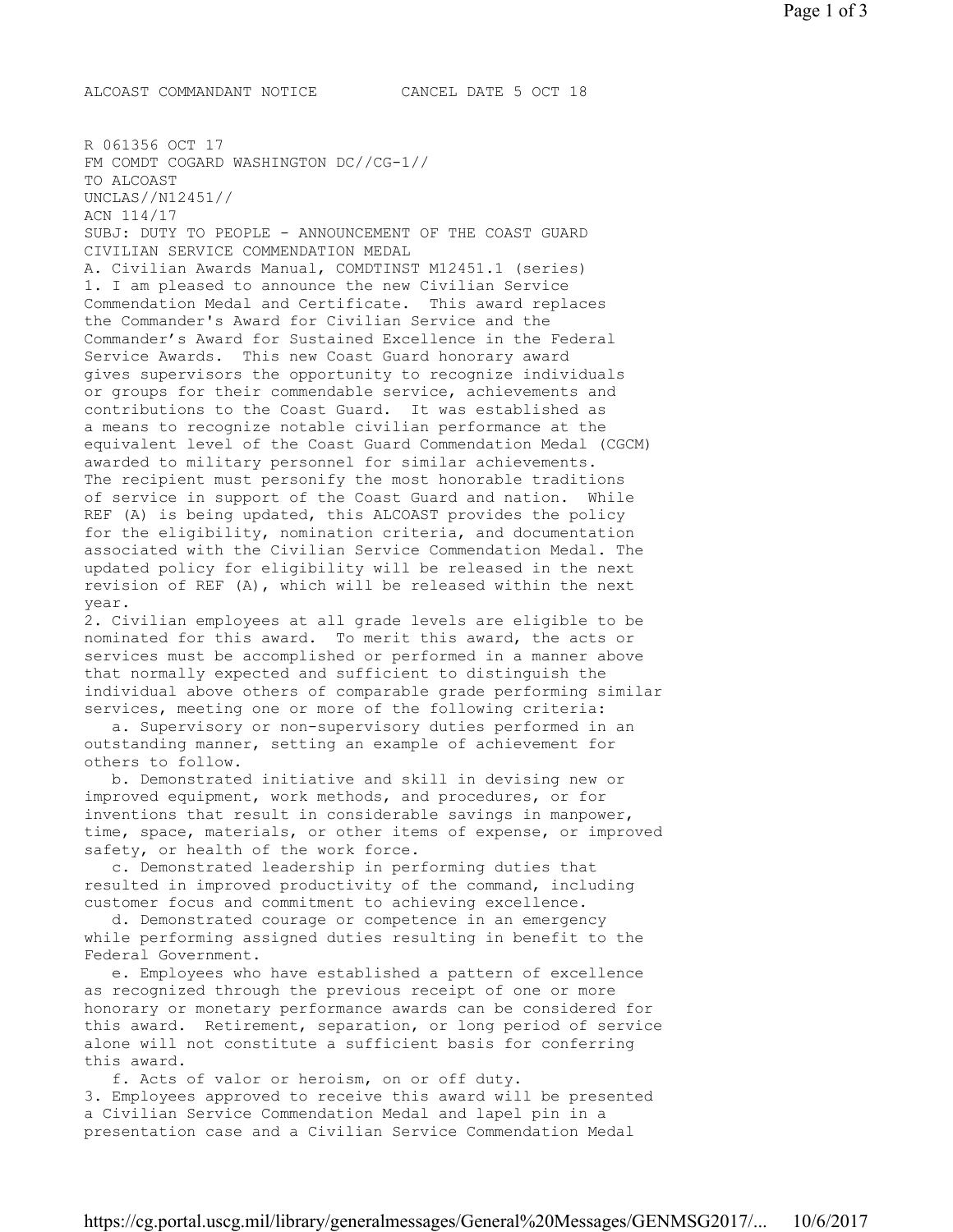ALCOAST COMMANDANT NOTICE CANCEL DATE 5 OCT 18

R 061356 OCT 17
FM COMDT COGARD WASHINGTON DC//CG-1//
TO ALCOAST
UNCLAS//N12451//
ACN 114/17
SUBJ: DUTY TO PEOPLE - ANNOUNCEMENT OF THE COAST GUARD CIVILIAN SERVICE COMMENDATION MEDAL
A. Civilian Awards Manual, COMDTINST M12451.1 (series)

1. I am pleased to announce the new Civilian Service Commendation Medal and Certificate. This award replaces the Commander's Award for Civilian Service and the Commander's Award for Sustained Excellence in the Federal Service Awards. This new Coast Guard honorary award gives supervisors the opportunity to recognize individuals or groups for their commendable service, achievements and contributions to the Coast Guard. It was established as a means to recognize notable civilian performance at the equivalent level of the Coast Guard Commendation Medal (CGCM) awarded to military personnel for similar achievements. The recipient must personify the most honorable traditions of service in support of the Coast Guard and nation. While REF (A) is being updated, this ALCOAST provides the policy for the eligibility, nomination criteria, and documentation associated with the Civilian Service Commendation Medal. The updated policy for eligibility will be released in the next revision of REF (A), which will be released within the next year.
2. Civilian employees at all grade levels are eligible to be nominated for this award. To merit this award, the acts or services must be accomplished or performed in a manner above that normally expected and sufficient to distinguish the individual above others of comparable grade performing similar services, meeting one or more of the following criteria:
   a. Supervisory or non-supervisory duties performed in an outstanding manner, setting an example of achievement for others to follow.
   b. Demonstrated initiative and skill in devising new or improved equipment, work methods, and procedures, or for inventions that result in considerable savings in manpower, time, space, materials, or other items of expense, or improved safety, or health of the work force.
   c. Demonstrated leadership in performing duties that resulted in improved productivity of the command, including customer focus and commitment to achieving excellence.
   d. Demonstrated courage or competence in an emergency while performing assigned duties resulting in benefit to the Federal Government.
   e. Employees who have established a pattern of excellence as recognized through the previous receipt of one or more honorary or monetary performance awards can be considered for this award. Retirement, separation, or long period of service alone will not constitute a sufficient basis for conferring this award.
   f. Acts of valor or heroism, on or off duty.
3. Employees approved to receive this award will be presented a Civilian Service Commendation Medal and lapel pin in a presentation case and a Civilian Service Commendation Medal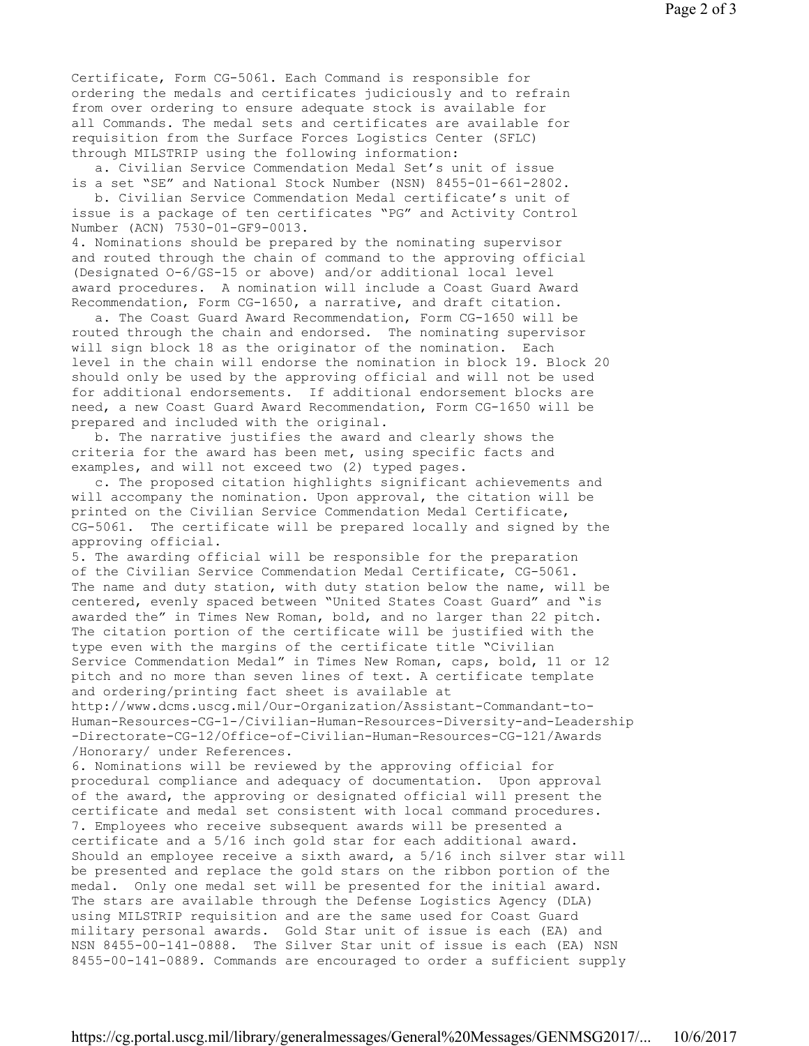Certificate, Form CG-5061. Each Command is responsible for ordering the medals and certificates judiciously and to refrain from over ordering to ensure adequate stock is available for all Commands. The medal sets and certificates are available for requisition from the Surface Forces Logistics Center (SFLC) through MILSTRIP using the following information:

a. Civilian Service Commendation Medal Set's unit of issue is a set "SE" and National Stock Number (NSN) 8455-01-661-2802.

b. Civilian Service Commendation Medal certificate's unit of issue is a package of ten certificates "PG" and Activity Control Number (ACN) 7530-01-GF9-0013.

4. Nominations should be prepared by the nominating supervisor and routed through the chain of command to the approving official (Designated O-6/GS-15 or above) and/or additional local level award procedures. A nomination will include a Coast Guard Award Recommendation, Form CG-1650, a narrative, and draft citation.

a. The Coast Guard Award Recommendation, Form CG-1650 will be routed through the chain and endorsed. The nominating supervisor will sign block 18 as the originator of the nomination. Each level in the chain will endorse the nomination in block 19. Block 20 should only be used by the approving official and will not be used for additional endorsements. If additional endorsement blocks are need, a new Coast Guard Award Recommendation, Form CG-1650 will be prepared and included with the original.

b. The narrative justifies the award and clearly shows the criteria for the award has been met, using specific facts and examples, and will not exceed two (2) typed pages.

c. The proposed citation highlights significant achievements and will accompany the nomination. Upon approval, the citation will be printed on the Civilian Service Commendation Medal Certificate, CG-5061. The certificate will be prepared locally and signed by the approving official.

5. The awarding official will be responsible for the preparation of the Civilian Service Commendation Medal Certificate, CG-5061. The name and duty station, with duty station below the name, will be centered, evenly spaced between "United States Coast Guard" and "is awarded the" in Times New Roman, bold, and no larger than 22 pitch. The citation portion of the certificate will be justified with the type even with the margins of the certificate title "Civilian Service Commendation Medal" in Times New Roman, caps, bold, 11 or 12 pitch and no more than seven lines of text. A certificate template and ordering/printing fact sheet is available at http://www.dcms.uscg.mil/Our-Organization/Assistant-Commandant-to-Human-Resources-CG-1-/Civilian-Human-Resources-Diversity-and-Leadership-Directorate-CG-12/Office-of-Civilian-Human-Resources-CG-121/Awards/Honorary/ under References.

6. Nominations will be reviewed by the approving official for procedural compliance and adequacy of documentation. Upon approval of the award, the approving or designated official will present the certificate and medal set consistent with local command procedures.

7. Employees who receive subsequent awards will be presented a certificate and a 5/16 inch gold star for each additional award. Should an employee receive a sixth award, a 5/16 inch silver star will be presented and replace the gold stars on the ribbon portion of the medal. Only one medal set will be presented for the initial award. The stars are available through the Defense Logistics Agency (DLA) using MILSTRIP requisition and are the same used for Coast Guard military personal awards. Gold Star unit of issue is each (EA) and NSN 8455-00-141-0888. The Silver Star unit of issue is each (EA) NSN 8455-00-141-0889. Commands are encouraged to order a sufficient supply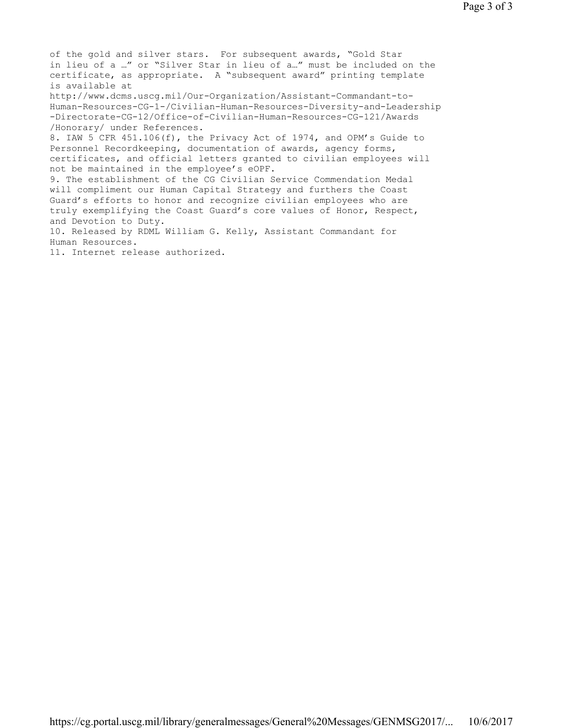of the gold and silver stars. For subsequent awards, "Gold Star in lieu of a …" or "Silver Star in lieu of a…" must be included on the certificate, as appropriate. A "subsequent award" printing template is available at http://www.dcms.uscg.mil/Our-Organization/Assistant-Commandant-to-Human-Resources-CG-1-/Civilian-Human-Resources-Diversity-and-Leadership-Directorate-CG-12/Office-of-Civilian-Human-Resources-CG-121/Awards/Honorary/ under References.

8. IAW 5 CFR 451.106(f), the Privacy Act of 1974, and OPM's Guide to Personnel Recordkeeping, documentation of awards, agency forms, certificates, and official letters granted to civilian employees will not be maintained in the employee's eOPF.

9. The establishment of the CG Civilian Service Commendation Medal will compliment our Human Capital Strategy and furthers the Coast Guard's efforts to honor and recognize civilian employees who are truly exemplifying the Coast Guard's core values of Honor, Respect, and Devotion to Duty.

10. Released by RDML William G. Kelly, Assistant Commandant for Human Resources.

11. Internet release authorized.